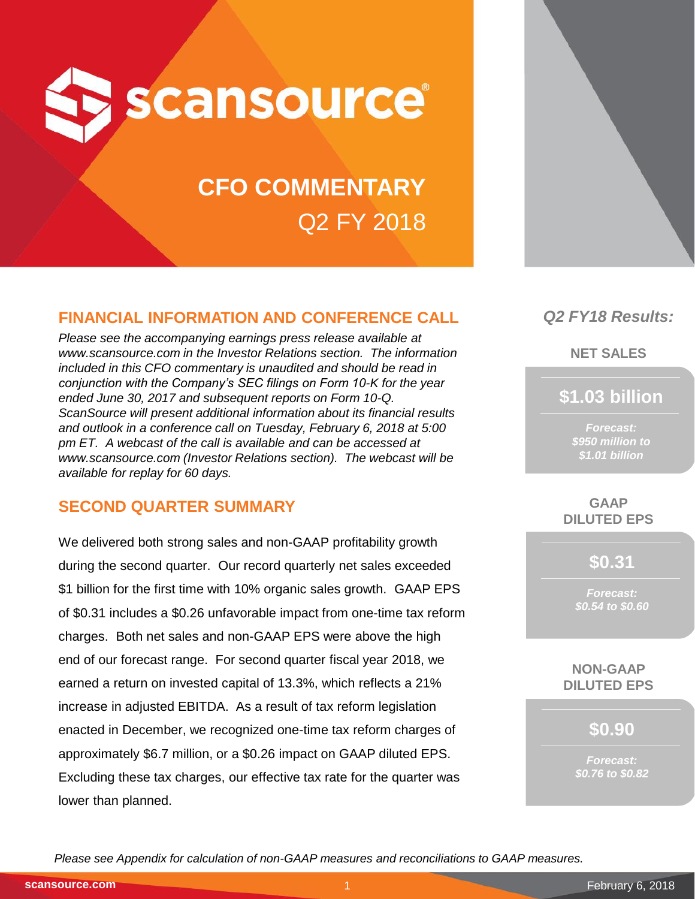# scansource

## CFO COMMENTARY

## Q2 FY 2018

### FINANCIAL INFORMATION AND CONFERENCE CALL

*Please see the accompanying earnings press release available at www.scansource.com in the Investor Relations section. The information included in this CFO commentary is unaudited and should be read in conjunction with the Company's SEC filings on Form 10-K for the year ended June 30, 2017 and subsequent reports on Form 10-Q. ScanSource will present additional information about its financial results and outlook in a conference call on Tuesday, February 6, 2018 at 5:00 pm ET. A webcast of the call is available and can be accessed at www.scansource.com (Investor Relations section). The webcast will be available for replay for 60 days.*

### SECOND QUARTER SUMMARY

We delivered both strong sales and non-GAAP profitability growth during the second quarter. Our record quarterly net sales exceeded $1 billion for the first time with 10% organic sales growth. GAAP EPS of $0.31 includes a $0.26 unfavorable impact from one-time tax reform charges. Both net sales and non-GAAP EPS were above the high end of our forecast range. For second quarter fiscal year 2018, we earned a return on invested capital of 13.3%, which reflects a 21% increase in adjusted EBITDA. As a result of tax reform legislation enacted in December, we recognized one-time tax reform charges of approximately $6.7 million, or a $0.26 impact on GAAP diluted EPS. Excluding these tax charges, our effective tax rate for the quarter was lower than planned.

*Q2 FY18 Results:*

**NET SALES**

**$1.03 billion**

*Forecast: $950 million to $1.01 billion*

**GAAP DILUTED EPS**

**$0.31**

*Forecast: $0.54 to $0.60*

**NON-GAAP DILUTED EPS**

**$0.90**

*Forecast: $0.76 to $0.82*

*Please see Appendix for calculation of non-GAAP measures and reconciliations to GAAP measures.*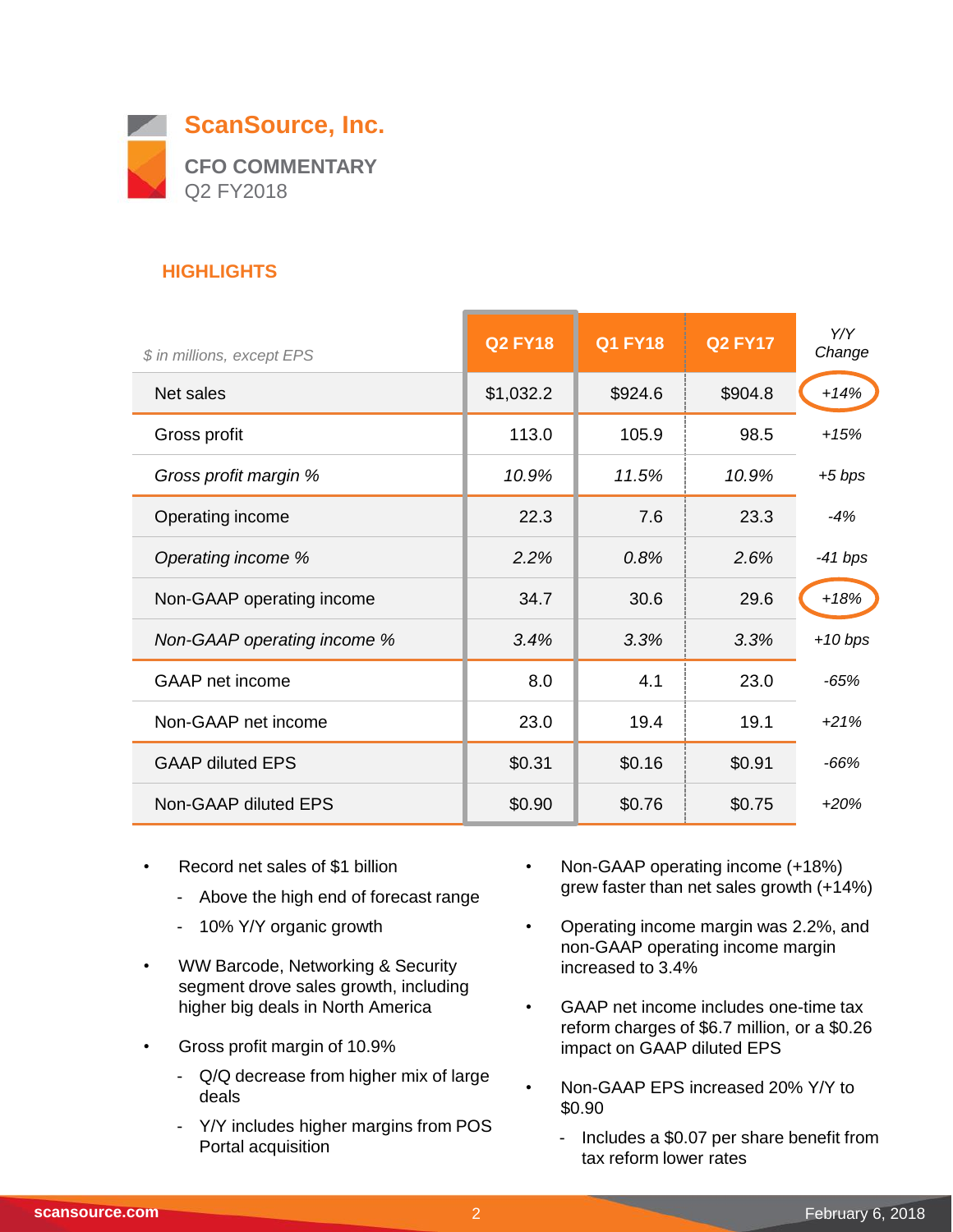# ScanSource, Inc.

## CFO COMMENTARY

Q2 FY2018

### HIGHLIGHTS

| *$ in millions, except EPS* | Q2 FY18 | Q1 FY18 | Q2 FY17 | *Y/Y Change* |
|---|---|---|---|---|
| Net sales | $1,032.2 | $924.6 | $904.8 | *+14%* |
| Gross profit | 113.0 | 105.9 | 98.5 | *+15%* |
| *Gross profit margin %* | *10.9%* | *11.5%* | *10.9%* | *+5 bps* |
| Operating income | 22.3 | 7.6 | 23.3 | *-4%* |
| *Operating income %* | *2.2%* | *0.8%* | *2.6%* | *-41 bps* |
| Non-GAAP operating income | 34.7 | 30.6 | 29.6 | *+18%* |
| *Non-GAAP operating income %* | *3.4%* | *3.3%* | *3.3%* | *+10 bps* |
| GAAP net income | 8.0 | 4.1 | 23.0 | *-65%* |
| Non-GAAP net income | 23.0 | 19.4 | 19.1 | *+21%* |
| GAAP diluted EPS | $0.31 | $0.16 | $0.91 | *-66%* |
| Non-GAAP diluted EPS | $0.90 | $0.76 | $0.75 | *+20%* |

- Record net sales of $1 billion
  - Above the high end of forecast range
  - 10% Y/Y organic growth
- WW Barcode, Networking & Security segment drove sales growth, including higher big deals in North America
- Gross profit margin of 10.9%
  - Q/Q decrease from higher mix of large deals
  - Y/Y includes higher margins from POS Portal acquisition
- Non-GAAP operating income (+18%) grew faster than net sales growth (+14%)
- Operating income margin was 2.2%, and non-GAAP operating income margin increased to 3.4%
- GAAP net income includes one-time tax reform charges of $6.7 million, or a $0.26 impact on GAAP diluted EPS
- Non-GAAP EPS increased 20% Y/Y to $0.90
  - Includes a $0.07 per share benefit from tax reform lower rates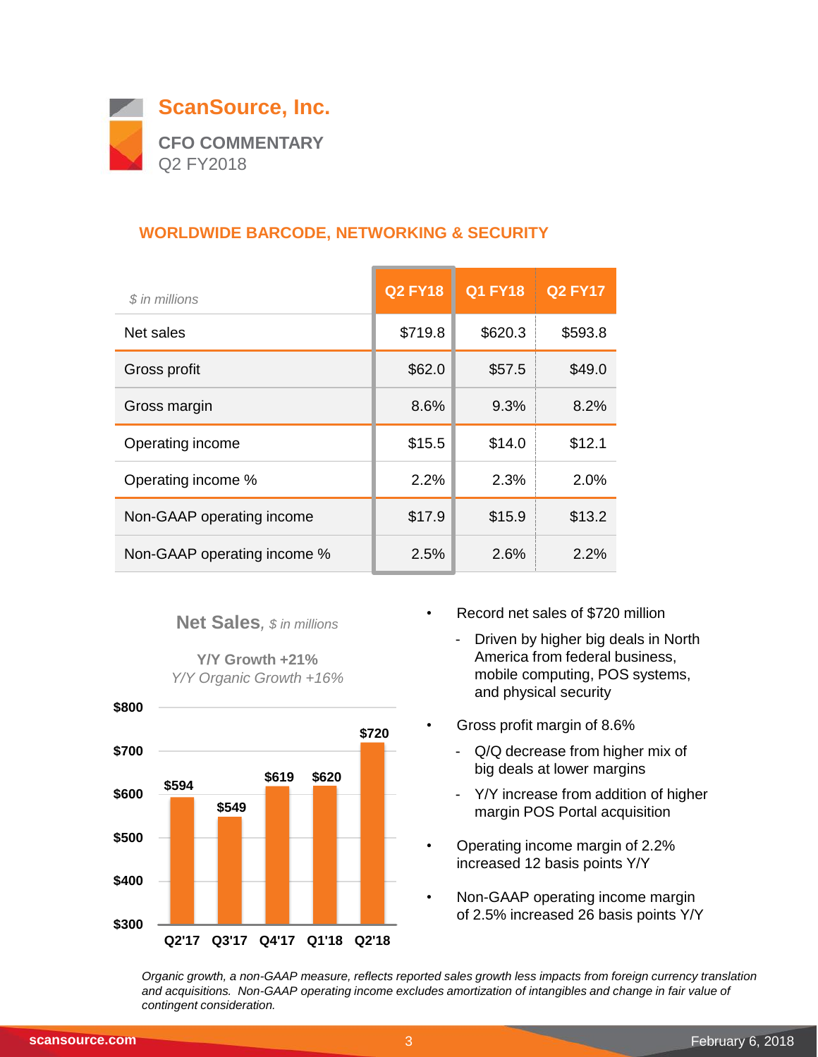# ScanSource, Inc.

**CFO COMMENTARY**
Q2 FY2018

## WORLDWIDE BARCODE, NETWORKING & SECURITY

| *$ in millions* | Q2 FY18 | Q1 FY18 | Q2 FY17 |
|---|---|---|---|
| Net sales | $719.8 | $620.3 | $593.8 |
| Gross profit | $62.0 | $57.5 | $49.0 |
| Gross margin | 8.6% | 9.3% | 8.2% |
| Operating income | $15.5 | $14.0 | $12.1 |
| Operating income % | 2.2% | 2.3% | 2.0% |
| Non-GAAP operating income | $17.9 | $15.9 | $13.2 |
| Non-GAAP operating income % | 2.5% | 2.6% | 2.2% |

**Net Sales**, *$ in millions*

**Y/Y Growth +21%**
*Y/Y Organic Growth +16%*

| Q2'17 | Q3'17 | Q4'17 | Q1'18 | Q2'18 |
|---|---|---|---|---|
| $594 | $549 | $619 | $620 | $720 |

- Record net sales of $720 million
  - Driven by higher big deals in North America from federal business, mobile computing, POS systems, and physical security
- Gross profit margin of 8.6%
  - Q/Q decrease from higher mix of big deals at lower margins
  - Y/Y increase from addition of higher margin POS Portal acquisition
- Operating income margin of 2.2% increased 12 basis points Y/Y
- Non-GAAP operating income margin of 2.5% increased 26 basis points Y/Y

*Organic growth, a non-GAAP measure, reflects reported sales growth less impacts from foreign currency translation and acquisitions. Non-GAAP operating income excludes amortization of intangibles and change in fair value of contingent consideration.*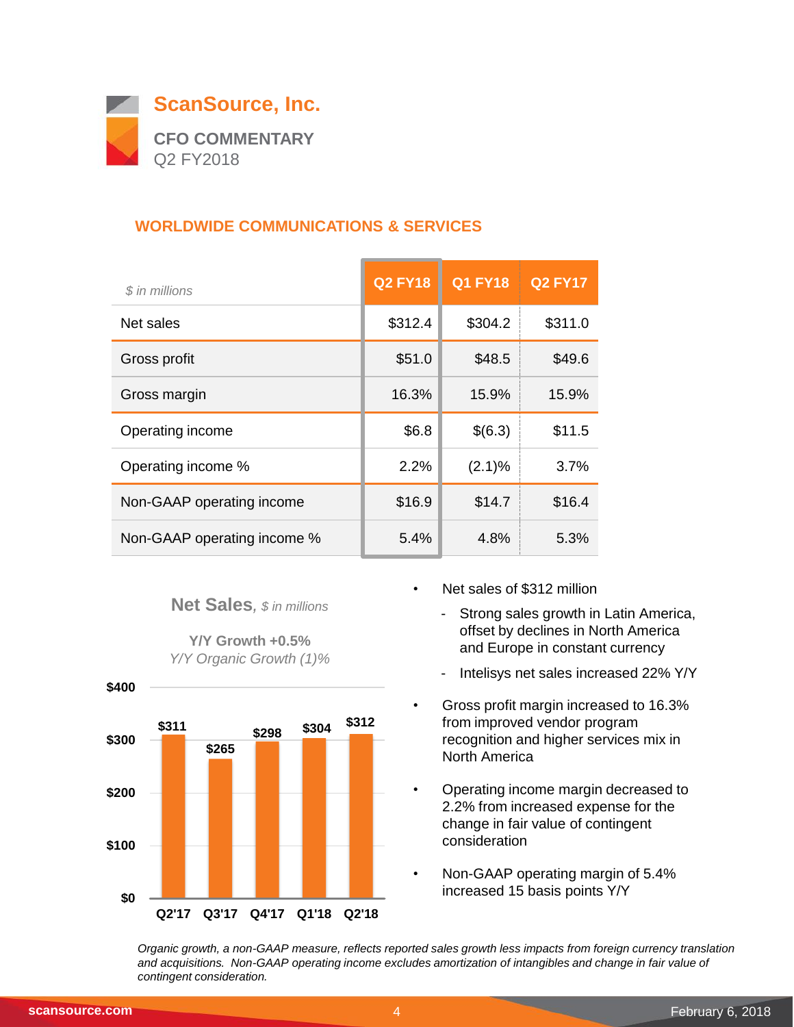# ScanSource, Inc.

## CFO COMMENTARY

Q2 FY2018

### WORLDWIDE COMMUNICATIONS & SERVICES

| *$ in millions* | Q2 FY18 | Q1 FY18 | Q2 FY17 |
|---|---|---|---|
| Net sales | $312.4 | $304.2 | $311.0 |
| Gross profit | $51.0 | $48.5 | $49.6 |
| Gross margin | 16.3% | 15.9% | 15.9% |
| Operating income | $6.8 | $(6.3) | $11.5 |
| Operating income % | 2.2% | (2.1)% | 3.7% |
| Non-GAAP operating income | $16.9 | $14.7 | $16.4 |
| Non-GAAP operating income % | 5.4% | 4.8% | 5.3% |

**Net Sales**, *$ in millions*

**Y/Y Growth +0.5%**

*Y/Y Organic Growth (1)%*

| Quarter | Net Sales |
|---|---|
| Q2'17 | $311 |
| Q3'17 | $265 |
| Q4'17 | $298 |
| Q1'18 | $304 |
| Q2'18 | $312 |

- Net sales of $312 million
  - Strong sales growth in Latin America, offset by declines in North America and Europe in constant currency
  - Intelisys net sales increased 22% Y/Y
- Gross profit margin increased to 16.3% from improved vendor program recognition and higher services mix in North America
- Operating income margin decreased to 2.2% from increased expense for the change in fair value of contingent consideration
- Non-GAAP operating margin of 5.4% increased 15 basis points Y/Y

*Organic growth, a non-GAAP measure, reflects reported sales growth less impacts from foreign currency translation and acquisitions. Non-GAAP operating income excludes amortization of intangibles and change in fair value of contingent consideration.*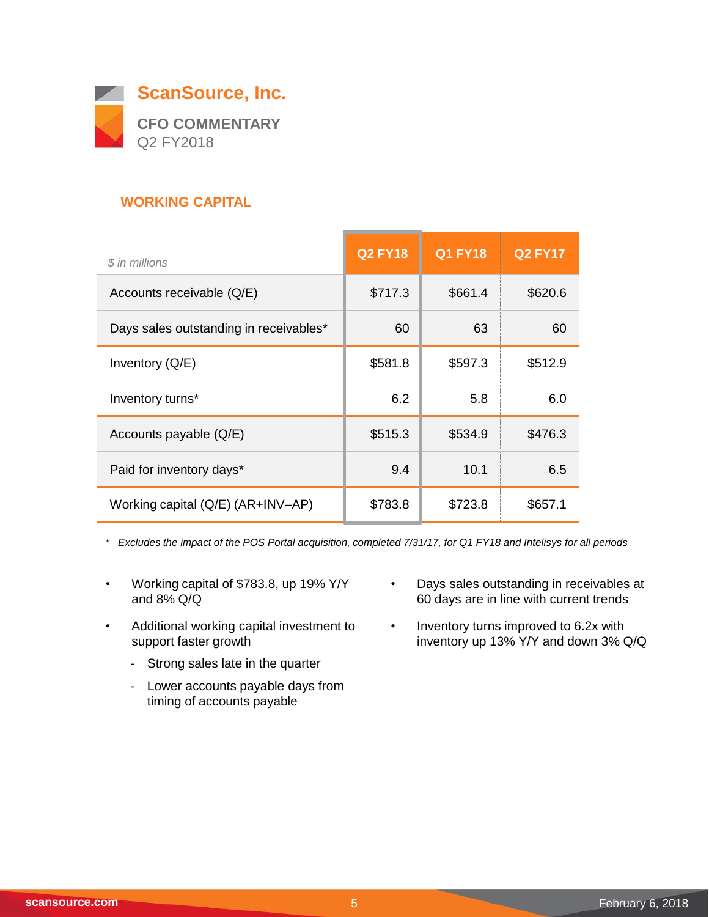# ScanSource, Inc.

## CFO COMMENTARY

Q2 FY2018

### WORKING CAPITAL

| *$ in millions* | Q2 FY18 | Q1 FY18 | Q2 FY17 |
|---|---|---|---|
| Accounts receivable (Q/E) | $717.3 | $661.4 | $620.6 |
| Days sales outstanding in receivables* | 60 | 63 | 60 |
| Inventory (Q/E) | $581.8 | $597.3 | $512.9 |
| Inventory turns* | 6.2 | 5.8 | 6.0 |
| Accounts payable (Q/E) | $515.3 | $534.9 | $476.3 |
| Paid for inventory days* | 9.4 | 10.1 | 6.5 |
| Working capital (Q/E) (AR+INV–AP) | $783.8 | $723.8 | $657.1 |

*\* Excludes the impact of the POS Portal acquisition, completed 7/31/17, for Q1 FY18 and Intelisys for all periods*

- Working capital of $783.8, up 19% Y/Y and 8% Q/Q
- Additional working capital investment to support faster growth
  - Strong sales late in the quarter
  - Lower accounts payable days from timing of accounts payable
- Days sales outstanding in receivables at 60 days are in line with current trends
- Inventory turns improved to 6.2x with inventory up 13% Y/Y and down 3% Q/Q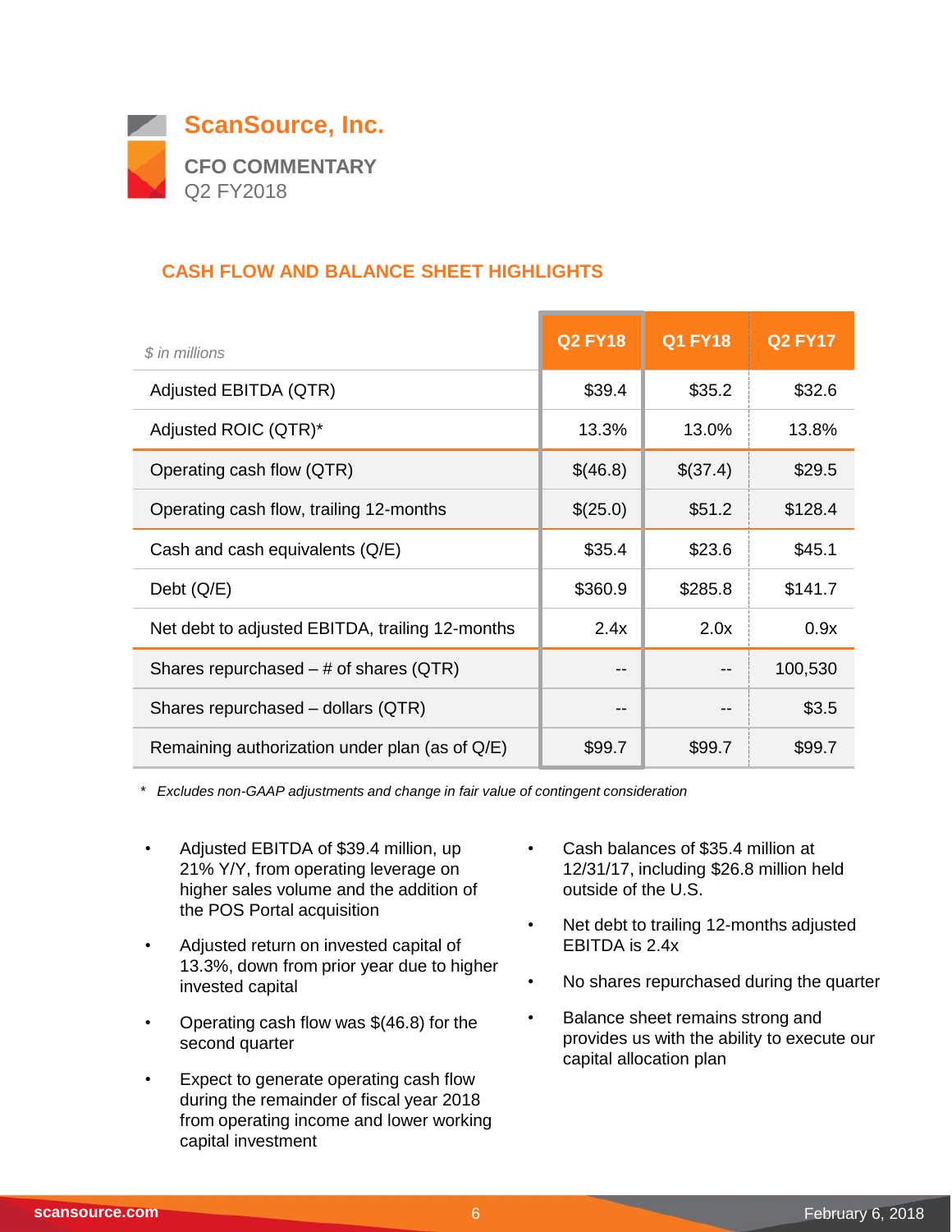# ScanSource, Inc.

## CFO COMMENTARY

Q2 FY2018

### CASH FLOW AND BALANCE SHEET HIGHLIGHTS

| *$ in millions* | Q2 FY18 | Q1 FY18 | Q2 FY17 |
|---|---|---|---|
| Adjusted EBITDA (QTR) | $39.4 | $35.2 | $32.6 |
| Adjusted ROIC (QTR)* | 13.3% | 13.0% | 13.8% |
| Operating cash flow (QTR) | $(46.8) | $(37.4) | $29.5 |
| Operating cash flow, trailing 12-months | $(25.0) | $51.2 | $128.4 |
| Cash and cash equivalents (Q/E) | $35.4 | $23.6 | $45.1 |
| Debt (Q/E) | $360.9 | $285.8 | $141.7 |
| Net debt to adjusted EBITDA, trailing 12-months | 2.4x | 2.0x | 0.9x |
| Shares repurchased – # of shares (QTR) | -- | -- | 100,530 |
| Shares repurchased – dollars (QTR) | -- | -- | $3.5 |
| Remaining authorization under plan (as of Q/E) | $99.7 | $99.7 | $99.7 |

\* *Excludes non-GAAP adjustments and change in fair value of contingent consideration*

- Adjusted EBITDA of $39.4 million, up 21% Y/Y, from operating leverage on higher sales volume and the addition of the POS Portal acquisition
- Adjusted return on invested capital of 13.3%, down from prior year due to higher invested capital
- Operating cash flow was $(46.8) for the second quarter
- Expect to generate operating cash flow during the remainder of fiscal year 2018 from operating income and lower working capital investment
- Cash balances of $35.4 million at 12/31/17, including $26.8 million held outside of the U.S.
- Net debt to trailing 12-months adjusted EBITDA is 2.4x
- No shares repurchased during the quarter
- Balance sheet remains strong and provides us with the ability to execute our capital allocation plan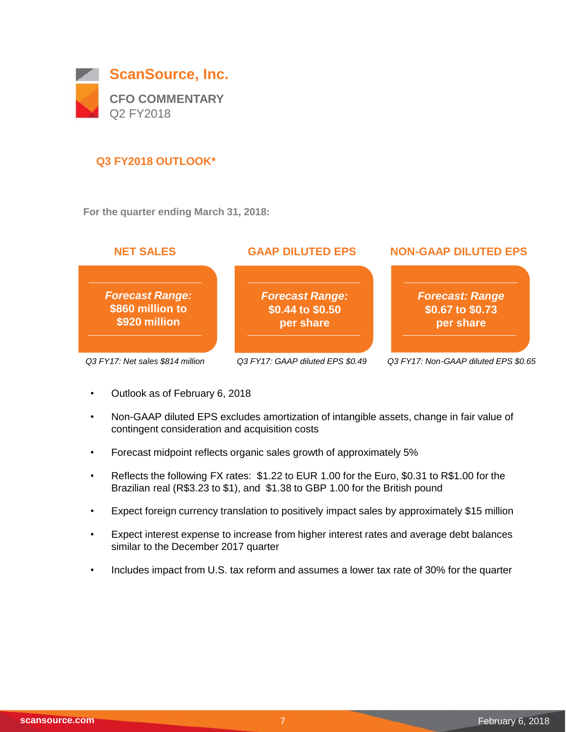# ScanSource, Inc.

**CFO COMMENTARY**
Q2 FY2018

## Q3 FY2018 OUTLOOK*

**For the quarter ending March 31, 2018:**

| NET SALES | GAAP DILUTED EPS | NON-GAAP DILUTED EPS |
|---|---|---|
| ***Forecast Range:*** **$860 million to $920 million** | ***Forecast Range:*** **$0.44 to $0.50 per share** | ***Forecast: Range*** **$0.67 to $0.73 per share** |
| *Q3 FY17: Net sales $814 million* | *Q3 FY17: GAAP diluted EPS $0.49* | *Q3 FY17: Non-GAAP diluted EPS $0.65* |

- Outlook as of February 6, 2018
- Non-GAAP diluted EPS excludes amortization of intangible assets, change in fair value of contingent consideration and acquisition costs
- Forecast midpoint reflects organic sales growth of approximately 5%
- Reflects the following FX rates: $1.22 to EUR 1.00 for the Euro, $0.31 to R$1.00 for the Brazilian real (R$3.23 to $1), and $1.38 to GBP 1.00 for the British pound
- Expect foreign currency translation to positively impact sales by approximately $15 million
- Expect interest expense to increase from higher interest rates and average debt balances similar to the December 2017 quarter
- Includes impact from U.S. tax reform and assumes a lower tax rate of 30% for the quarter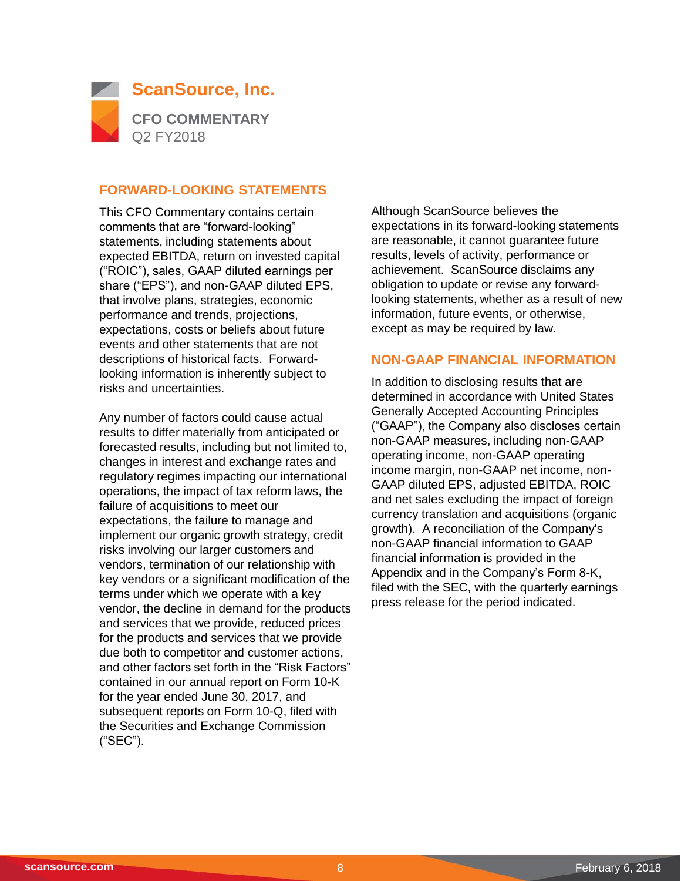# ScanSource, Inc.

**CFO COMMENTARY**
Q2 FY2018

## FORWARD-LOOKING STATEMENTS

This CFO Commentary contains certain comments that are "forward-looking" statements, including statements about expected EBITDA, return on invested capital ("ROIC"), sales, GAAP diluted earnings per share ("EPS"), and non-GAAP diluted EPS, that involve plans, strategies, economic performance and trends, projections, expectations, costs or beliefs about future events and other statements that are not descriptions of historical facts. Forward-looking information is inherently subject to risks and uncertainties.

Any number of factors could cause actual results to differ materially from anticipated or forecasted results, including but not limited to, changes in interest and exchange rates and regulatory regimes impacting our international operations, the impact of tax reform laws, the failure of acquisitions to meet our expectations, the failure to manage and implement our organic growth strategy, credit risks involving our larger customers and vendors, termination of our relationship with key vendors or a significant modification of the terms under which we operate with a key vendor, the decline in demand for the products and services that we provide, reduced prices for the products and services that we provide due both to competitor and customer actions, and other factors set forth in the "Risk Factors" contained in our annual report on Form 10-K for the year ended June 30, 2017, and subsequent reports on Form 10-Q, filed with the Securities and Exchange Commission ("SEC").

Although ScanSource believes the expectations in its forward-looking statements are reasonable, it cannot guarantee future results, levels of activity, performance or achievement. ScanSource disclaims any obligation to update or revise any forward-looking statements, whether as a result of new information, future events, or otherwise, except as may be required by law.

## NON-GAAP FINANCIAL INFORMATION

In addition to disclosing results that are determined in accordance with United States Generally Accepted Accounting Principles ("GAAP"), the Company also discloses certain non-GAAP measures, including non-GAAP operating income, non-GAAP operating income margin, non-GAAP net income, non-GAAP diluted EPS, adjusted EBITDA, ROIC and net sales excluding the impact of foreign currency translation and acquisitions (organic growth). A reconciliation of the Company's non-GAAP financial information to GAAP financial information is provided in the Appendix and in the Company's Form 8-K, filed with the SEC, with the quarterly earnings press release for the period indicated.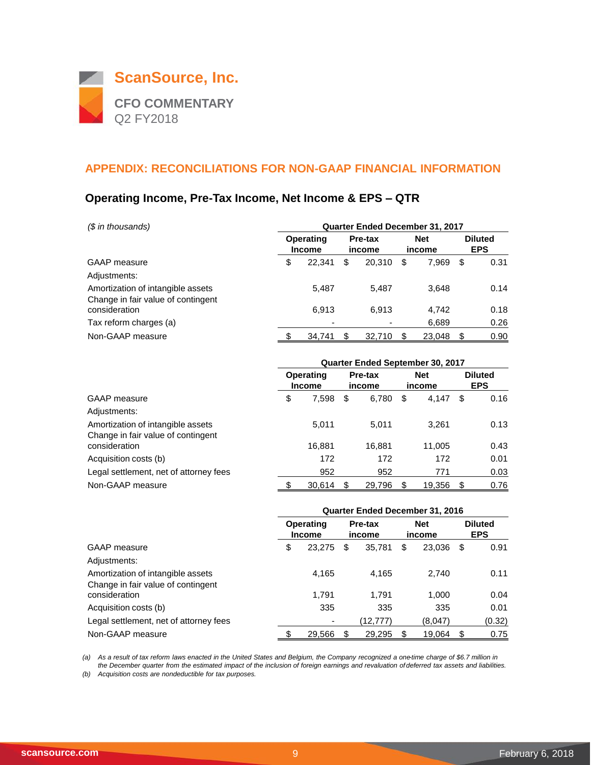# ScanSource, Inc.

**CFO COMMENTARY**
Q2 FY2018

## APPENDIX: RECONCILIATIONS FOR NON-GAAP FINANCIAL INFORMATION

### Operating Income, Pre-Tax Income, Net Income & EPS – QTR

| *($ in thousands)* | Quarter Ended December 31, 2017 | | | |
|---|---|---|---|---|
| | Operating Income | Pre-tax income | Net income | Diluted EPS |
| GAAP measure | $ 22,341 | $ 20,310 | $ 7,969 | $ 0.31 |
| Adjustments: | | | | |
| Amortization of intangible assets | 5,487 | 5,487 | 3,648 | 0.14 |
| Change in fair value of contingent consideration | 6,913 | 6,913 | 4,742 | 0.18 |
| Tax reform charges (a) | - | - | 6,689 | 0.26 |
| Non-GAAP measure | $ 34,741 | $ 32,710 | $ 23,048 | $ 0.90 |

| | Quarter Ended September 30, 2017 | | | |
|---|---|---|---|---|
| | Operating Income | Pre-tax income | Net income | Diluted EPS |
| GAAP measure | $ 7,598 | $ 6,780 | $ 4,147 | $ 0.16 |
| Adjustments: | | | | |
| Amortization of intangible assets | 5,011 | 5,011 | 3,261 | 0.13 |
| Change in fair value of contingent consideration | 16,881 | 16,881 | 11,005 | 0.43 |
| Acquisition costs (b) | 172 | 172 | 172 | 0.01 |
| Legal settlement, net of attorney fees | 952 | 952 | 771 | 0.03 |
| Non-GAAP measure | $ 30,614 | $ 29,796 | $ 19,356 | $ 0.76 |

| | Quarter Ended December 31, 2016 | | | |
|---|---|---|---|---|
| | Operating Income | Pre-tax income | Net income | Diluted EPS |
| GAAP measure | $ 23,275 | $ 35,781 | $ 23,036 | $ 0.91 |
| Adjustments: | | | | |
| Amortization of intangible assets | 4,165 | 4,165 | 2,740 | 0.11 |
| Change in fair value of contingent consideration | 1,791 | 1,791 | 1,000 | 0.04 |
| Acquisition costs (b) | 335 | 335 | 335 | 0.01 |
| Legal settlement, net of attorney fees | - | (12,777) | (8,047) | (0.32) |
| Non-GAAP measure | $ 29,566 | $ 29,295 | $ 19,064 | $ 0.75 |

*(a) As a result of tax reform laws enacted in the United States and Belgium, the Company recognized a one-time charge of $6.7 million in the December quarter from the estimated impact of the inclusion of foreign earnings and revaluation of deferred tax assets and liabilities.*

*(b) Acquisition costs are nondeductible for tax purposes.*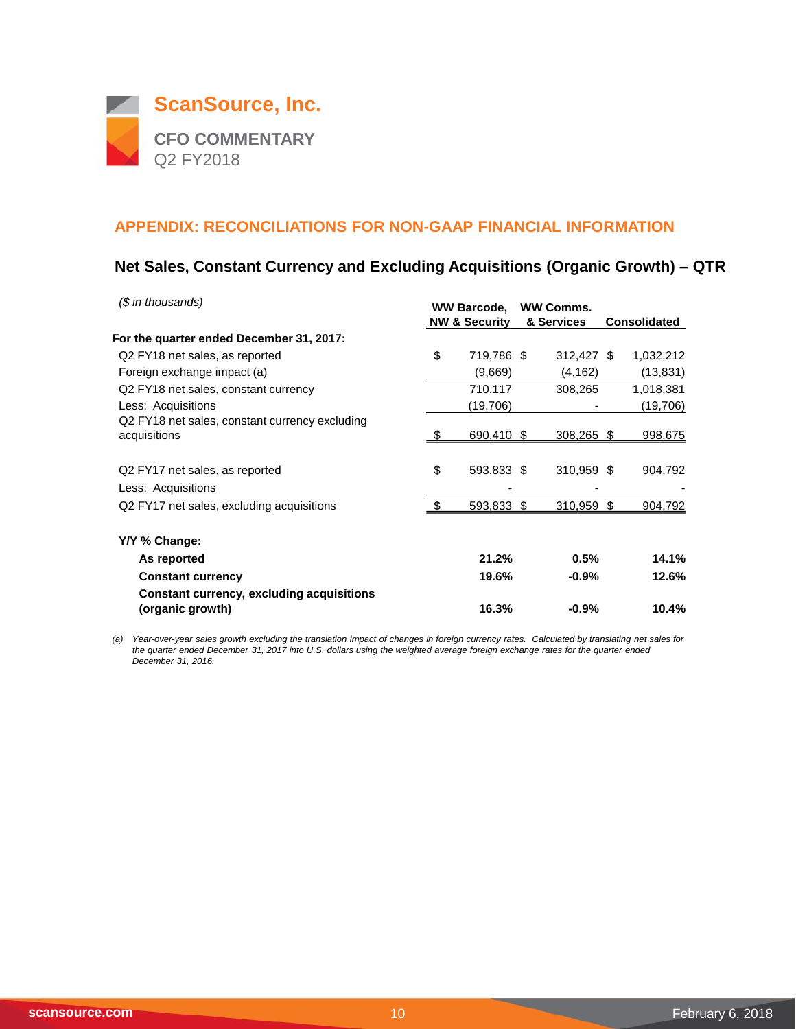# ScanSource, Inc.

**CFO COMMENTARY**
Q2 FY2018

## APPENDIX: RECONCILIATIONS FOR NON-GAAP FINANCIAL INFORMATION

### Net Sales, Constant Currency and Excluding Acquisitions (Organic Growth) – QTR

*($ in thousands)*

| | WW Barcode, NW & Security | WW Comms. & Services | Consolidated |
|---|---|---|---|
| **For the quarter ended December 31, 2017:** | | | |
| Q2 FY18 net sales, as reported | $ 719,786 | $ 312,427 | $ 1,032,212 |
| Foreign exchange impact (a) | (9,669) | (4,162) | (13,831) |
| Q2 FY18 net sales, constant currency | 710,117 | 308,265 | 1,018,381 |
| Less: Acquisitions | (19,706) | - | (19,706) |
| Q2 FY18 net sales, constant currency excluding acquisitions | $ 690,410 | $ 308,265 | $ 998,675 |
| | | | |
| Q2 FY17 net sales, as reported | $ 593,833 | $ 310,959 | $ 904,792 |
| Less: Acquisitions | - | - | - |
| Q2 FY17 net sales, excluding acquisitions | $ 593,833 | $ 310,959 | $ 904,792 |
| | | | |
| **Y/Y % Change:** | | | |
| **As reported** | **21.2%** | **0.5%** | **14.1%** |
| **Constant currency** | **19.6%** | **-0.9%** | **12.6%** |
| **Constant currency, excluding acquisitions (organic growth)** | **16.3%** | **-0.9%** | **10.4%** |

*(a) Year-over-year sales growth excluding the translation impact of changes in foreign currency rates. Calculated by translating net sales for the quarter ended December 31, 2017 into U.S. dollars using the weighted average foreign exchange rates for the quarter ended December 31, 2016.*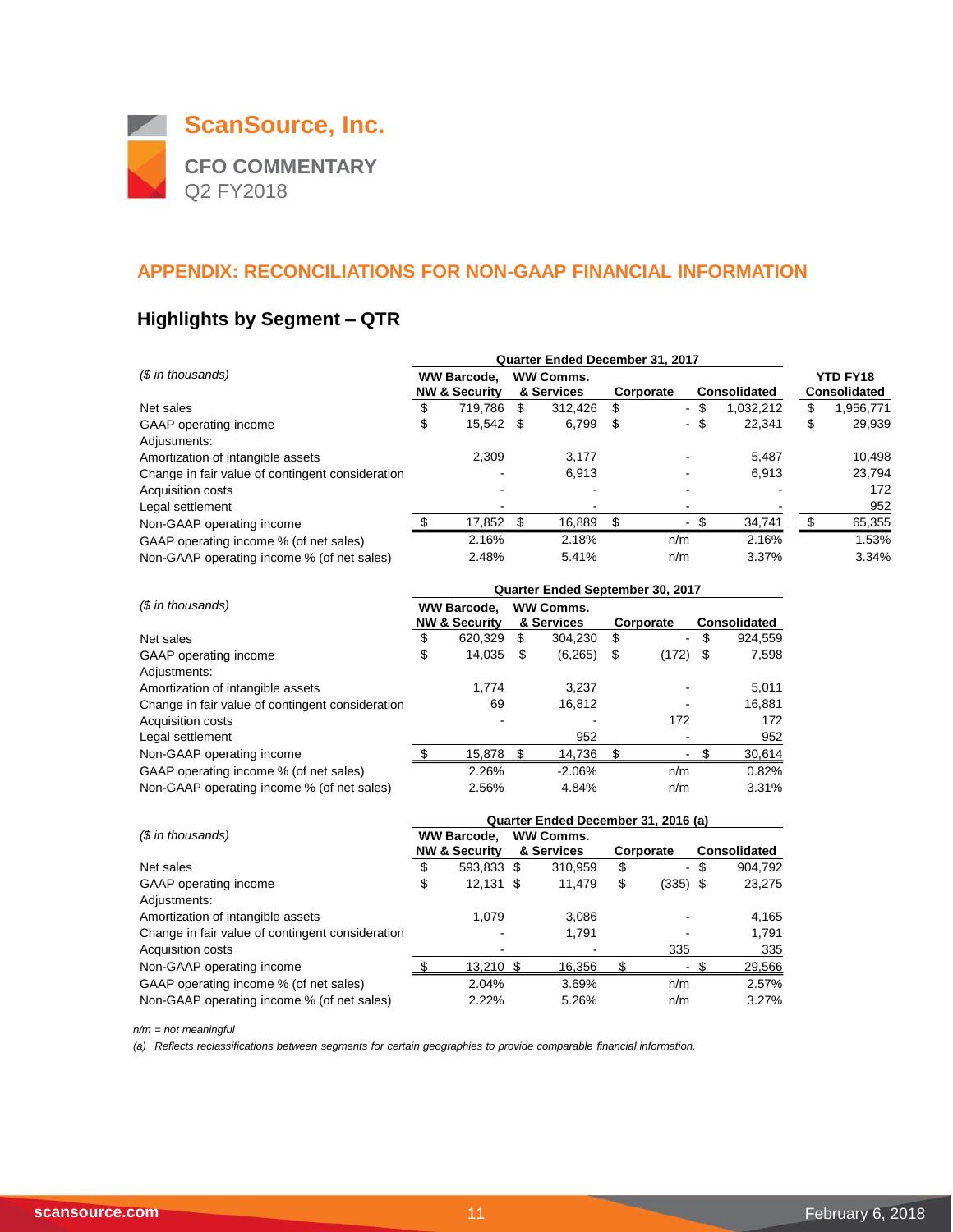# ScanSource, Inc.

## CFO COMMENTARY
Q2 FY2018

## APPENDIX: RECONCILIATIONS FOR NON-GAAP FINANCIAL INFORMATION

### Highlights by Segment – QTR

| *($ in thousands)* | Quarter Ended December 31, 2017 | | | | YTD FY18 |
|---|---|---|---|---|---|
| | WW Barcode, NW & Security | WW Comms. & Services | Corporate | Consolidated | YTD FY18 Consolidated |
| Net sales | $ 719,786 | $ 312,426 | $ - | $ 1,032,212 | $ 1,956,771 |
| GAAP operating income | $ 15,542 | $ 6,799 | $ - | $ 22,341 | $ 29,939 |
| Adjustments: | | | | | |
| Amortization of intangible assets | 2,309 | 3,177 | - | 5,487 | 10,498 |
| Change in fair value of contingent consideration | - | 6,913 | - | 6,913 | 23,794 |
| Acquisition costs | - | - | - | - | 172 |
| Legal settlement | - | - | - | - | 952 |
| Non-GAAP operating income | $ 17,852 | $ 16,889 | $ - | $ 34,741 | $ 65,355 |
| GAAP operating income % (of net sales) | 2.16% | 2.18% | n/m | 2.16% | 1.53% |
| Non-GAAP operating income % (of net sales) | 2.48% | 5.41% | n/m | 3.37% | 3.34% |

| *($ in thousands)* | Quarter Ended September 30, 2017 | | | |
|---|---|---|---|---|
| | WW Barcode, NW & Security | WW Comms. & Services | Corporate | Consolidated |
| Net sales | $ 620,329 | $ 304,230 | $ - | $ 924,559 |
| GAAP operating income | $ 14,035 | $ (6,265) | $ (172) | $ 7,598 |
| Adjustments: | | | | |
| Amortization of intangible assets | 1,774 | 3,237 | - | 5,011 |
| Change in fair value of contingent consideration | 69 | 16,812 | - | 16,881 |
| Acquisition costs | - | - | 172 | 172 |
| Legal settlement | | 952 | - | 952 |
| Non-GAAP operating income | $ 15,878 | $ 14,736 | $ - | $ 30,614 |
| GAAP operating income % (of net sales) | 2.26% | -2.06% | n/m | 0.82% |
| Non-GAAP operating income % (of net sales) | 2.56% | 4.84% | n/m | 3.31% |

| *($ in thousands)* | Quarter Ended December 31, 2016 (a) | | | |
|---|---|---|---|---|
| | WW Barcode, NW & Security | WW Comms. & Services | Corporate | Consolidated |
| Net sales | $ 593,833 | $ 310,959 | $ - | $ 904,792 |
| GAAP operating income | $ 12,131 | $ 11,479 | $ (335) | $ 23,275 |
| Adjustments: | | | | |
| Amortization of intangible assets | 1,079 | 3,086 | - | 4,165 |
| Change in fair value of contingent consideration | - | 1,791 | - | 1,791 |
| Acquisition costs | - | - | 335 | 335 |
| Non-GAAP operating income | $ 13,210 | $ 16,356 | $ - | $ 29,566 |
| GAAP operating income % (of net sales) | 2.04% | 3.69% | n/m | 2.57% |
| Non-GAAP operating income % (of net sales) | 2.22% | 5.26% | n/m | 3.27% |

*n/m = not meaningful*

*(a) Reflects reclassifications between segments for certain geographies to provide comparable financial information.*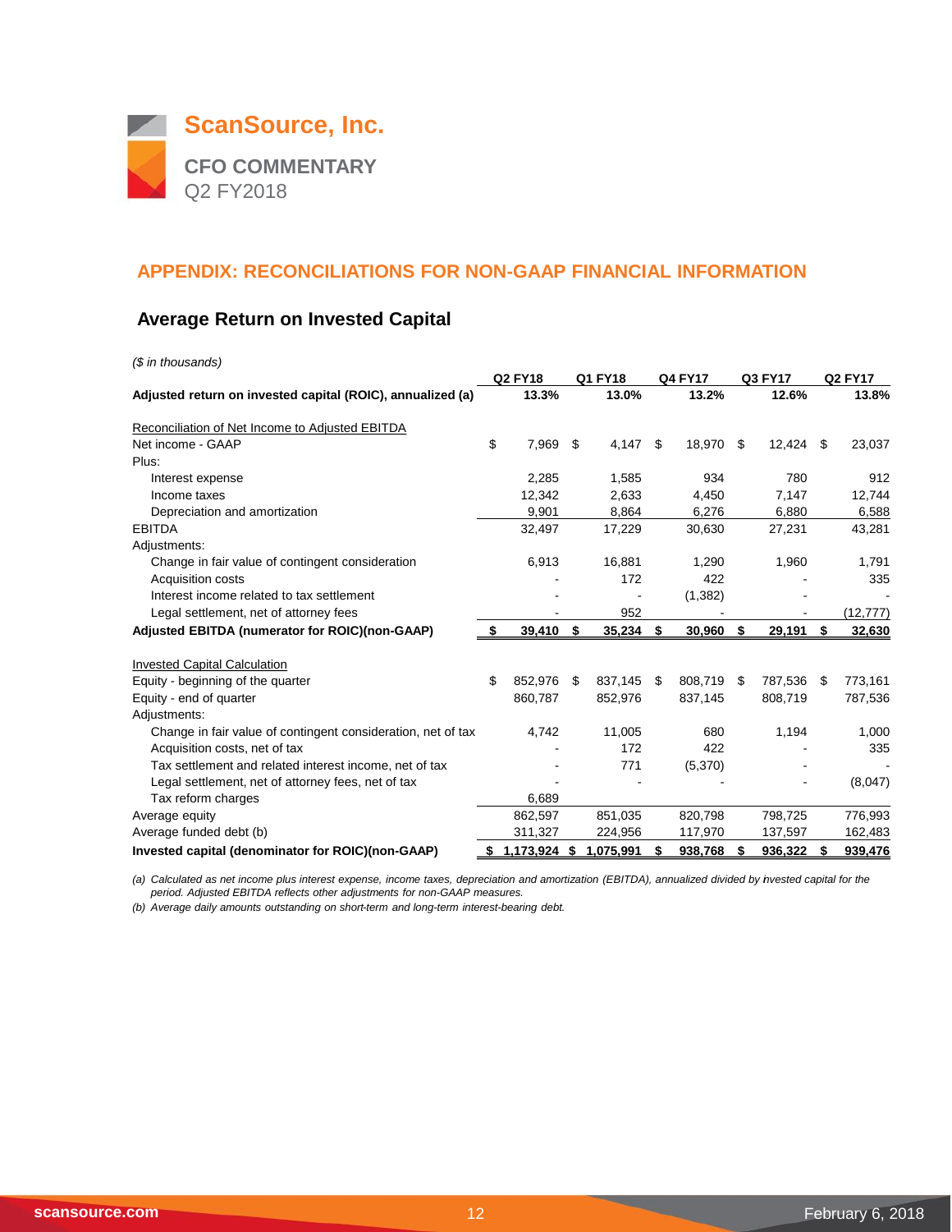# ScanSource, Inc.

## CFO COMMENTARY

Q2 FY2018

## APPENDIX: RECONCILIATIONS FOR NON-GAAP FINANCIAL INFORMATION

### Average Return on Invested Capital

*($ in thousands)*

| | Q2 FY18 | Q1 FY18 | Q4 FY17 | Q3 FY17 | Q2 FY17 |
|---|---|---|---|---|---|
| **Adjusted return on invested capital (ROIC), annualized (a)** | **13.3%** | **13.0%** | **13.2%** | **12.6%** | **13.8%** |
| Reconciliation of Net Income to Adjusted EBITDA | | | | | |
| Net income - GAAP | $ 7,969 | $ 4,147 | $ 18,970 | $ 12,424 | $ 23,037 |
| Plus: | | | | | |
| Interest expense | 2,285 | 1,585 | 934 | 780 | 912 |
| Income taxes | 12,342 | 2,633 | 4,450 | 7,147 | 12,744 |
| Depreciation and amortization | 9,901 | 8,864 | 6,276 | 6,880 | 6,588 |
| EBITDA | 32,497 | 17,229 | 30,630 | 27,231 | 43,281 |
| Adjustments: | | | | | |
| Change in fair value of contingent consideration | 6,913 | 16,881 | 1,290 | 1,960 | 1,791 |
| Acquisition costs | - | 172 | 422 | - | 335 |
| Interest income related to tax settlement | - | - | (1,382) | - | - |
| Legal settlement, net of attorney fees | - | 952 | - | - | (12,777) |
| **Adjusted EBITDA (numerator for ROIC)(non-GAAP)** | **$ 39,410** | **$ 35,234** | **$ 30,960** | **$ 29,191** | **$ 32,630** |
| Invested Capital Calculation | | | | | |
| Equity - beginning of the quarter | $ 852,976 | $ 837,145 | $ 808,719 | $ 787,536 | $ 773,161 |
| Equity - end of quarter | 860,787 | 852,976 | 837,145 | 808,719 | 787,536 |
| Adjustments: | | | | | |
| Change in fair value of contingent consideration, net of tax | 4,742 | 11,005 | 680 | 1,194 | 1,000 |
| Acquisition costs, net of tax | - | 172 | 422 | - | 335 |
| Tax settlement and related interest income, net of tax | - | 771 | (5,370) | - | - |
| Legal settlement, net of attorney fees, net of tax | - | - | - | - | (8,047) |
| Tax reform charges | 6,689 | | | | |
| Average equity | 862,597 | 851,035 | 820,798 | 798,725 | 776,993 |
| Average funded debt (b) | 311,327 | 224,956 | 117,970 | 137,597 | 162,483 |
| **Invested capital (denominator for ROIC)(non-GAAP)** | **$ 1,173,924** | **$ 1,075,991** | **$ 938,768** | **$ 936,322** | **$ 939,476** |

*(a) Calculated as net income plus interest expense, income taxes, depreciation and amortization (EBITDA), annualized divided by invested capital for the period. Adjusted EBITDA reflects other adjustments for non-GAAP measures.*

*(b) Average daily amounts outstanding on short-term and long-term interest-bearing debt.*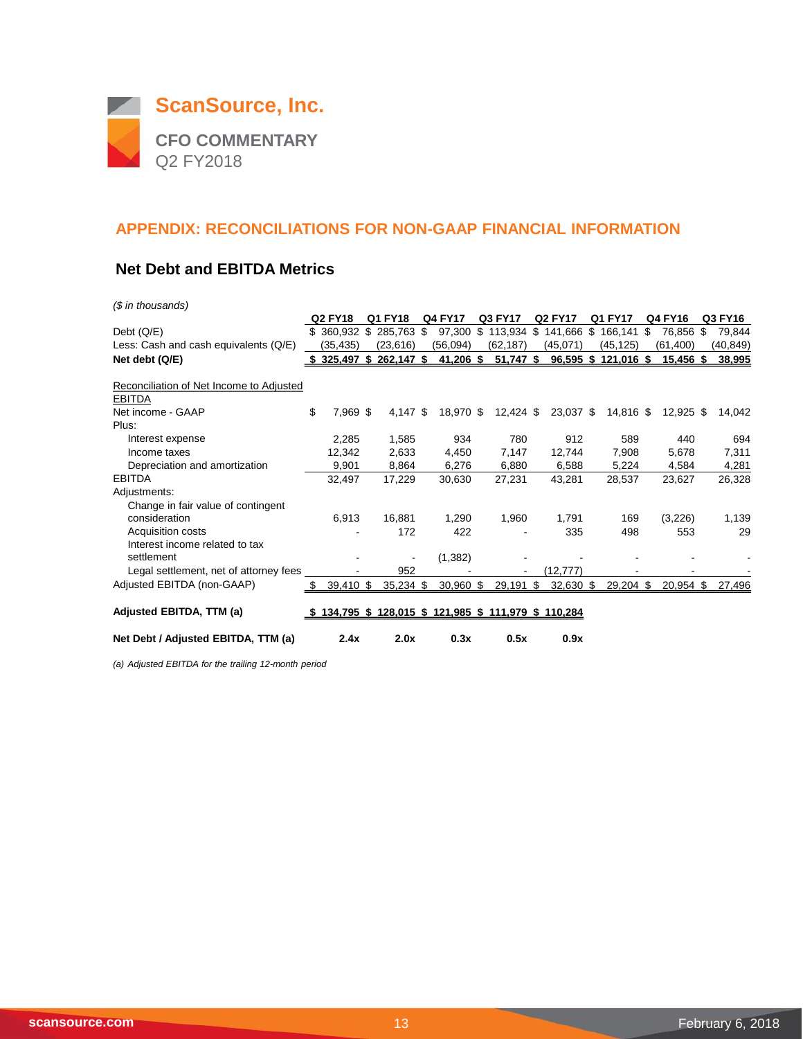# ScanSource, Inc.

**CFO COMMENTARY**
Q2 FY2018

## APPENDIX: RECONCILIATIONS FOR NON-GAAP FINANCIAL INFORMATION

### Net Debt and EBITDA Metrics

*($ in thousands)*

| | Q2 FY18 | Q1 FY18 | Q4 FY17 | Q3 FY17 | Q2 FY17 | Q1 FY17 | Q4 FY16 | Q3 FY16 |
|---|---|---|---|---|---|---|---|---|
| Debt (Q/E) | $ 360,932 | $ 285,763 | $ 97,300 | $ 113,934 | $ 141,666 | $ 166,141 | $ 76,856 | $ 79,844 |
| Less: Cash and cash equivalents (Q/E) | (35,435) | (23,616) | (56,094) | (62,187) | (45,071) | (45,125) | (61,400) | (40,849) |
| **Net debt (Q/E)** | **$ 325,497** | **$ 262,147** | **$ 41,206** | **$ 51,747** | **$ 96,595** | **$ 121,016** | **$ 15,456** | **$ 38,995** |
| Reconciliation of Net Income to Adjusted EBITDA | | | | | | | | |
| Net income - GAAP | $ 7,969 | $ 4,147 | $ 18,970 | $ 12,424 | $ 23,037 | $ 14,816 | $ 12,925 | $ 14,042 |
| Plus: | | | | | | | | |
| Interest expense | 2,285 | 1,585 | 934 | 780 | 912 | 589 | 440 | 694 |
| Income taxes | 12,342 | 2,633 | 4,450 | 7,147 | 12,744 | 7,908 | 5,678 | 7,311 |
| Depreciation and amortization | 9,901 | 8,864 | 6,276 | 6,880 | 6,588 | 5,224 | 4,584 | 4,281 |
| EBITDA | 32,497 | 17,229 | 30,630 | 27,231 | 43,281 | 28,537 | 23,627 | 26,328 |
| Adjustments: | | | | | | | | |
| Change in fair value of contingent consideration | 6,913 | 16,881 | 1,290 | 1,960 | 1,791 | 169 | (3,226) | 1,139 |
| Acquisition costs | - | 172 | 422 | - | 335 | 498 | 553 | 29 |
| Interest income related to tax settlement | - | - | (1,382) | - | - | - | - | - |
| Legal settlement, net of attorney fees | - | 952 | - | - | (12,777) | - | - | - |
| Adjusted EBITDA (non-GAAP) | $ 39,410 | $ 35,234 | $ 30,960 | $ 29,191 | $ 32,630 | $ 29,204 | $ 20,954 | $ 27,496 |
| **Adjusted EBITDA, TTM (a)** | **$ 134,795** | **$ 128,015** | **$ 121,985** | **$ 111,979** | **$ 110,284** | | | |
| **Net Debt / Adjusted EBITDA, TTM (a)** | **2.4x** | **2.0x** | **0.3x** | **0.5x** | **0.9x** | | | |

*(a) Adjusted EBITDA for the trailing 12-month period*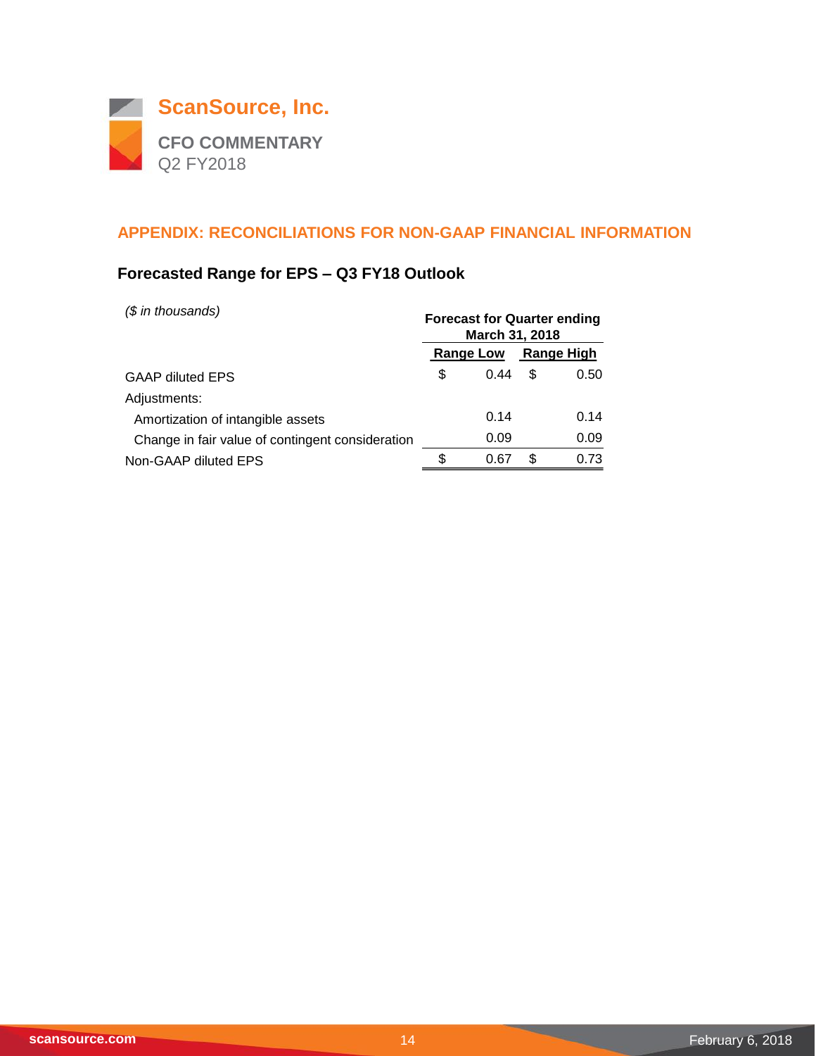## APPENDIX: RECONCILIATIONS FOR NON-GAAP FINANCIAL INFORMATION

### Forecasted Range for EPS – Q3 FY18 Outlook

| *($ in thousands)* | Forecast for Quarter ending March 31, 2018 | |
|---|---|---|
| | **Range Low** | **Range High** |
| GAAP diluted EPS | $ 0.44 | $ 0.50 |
| Adjustments: | | |
| Amortization of intangible assets | 0.14 | 0.14 |
| Change in fair value of contingent consideration | 0.09 | 0.09 |
| Non-GAAP diluted EPS | $ 0.67 | $ 0.73 |